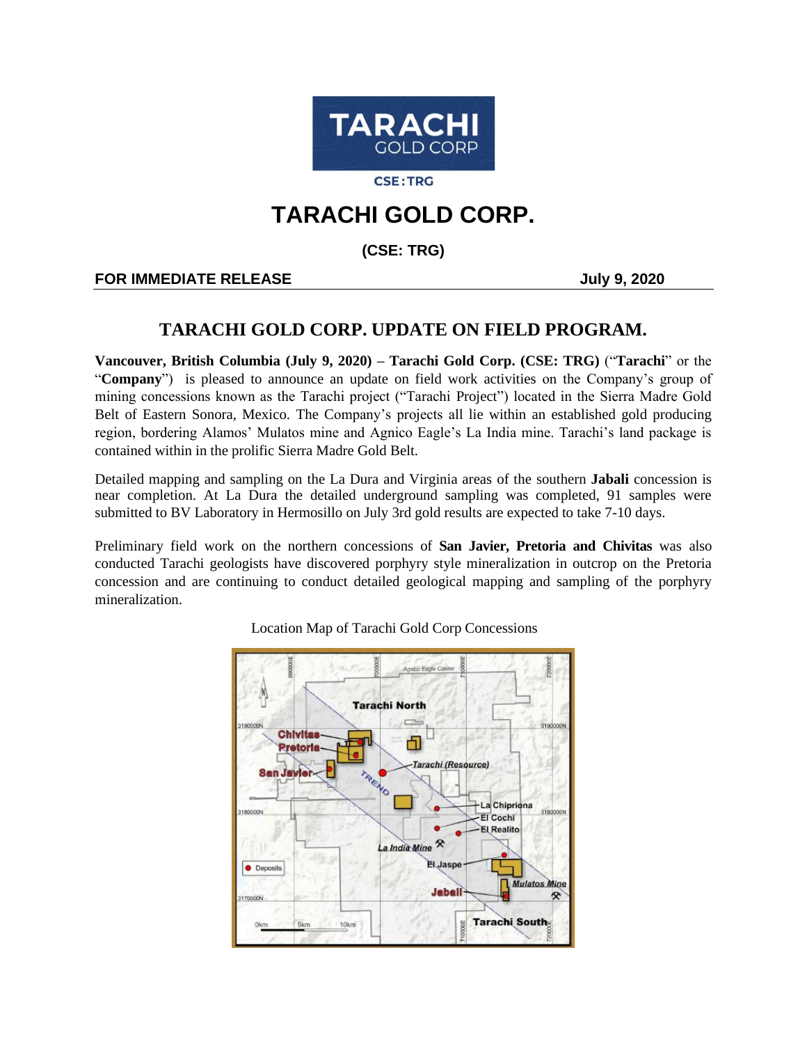TARACHI GOLD CORP

CSE:TRG

# TARACHI GOLD CORP.

**(CSE: TRG)**

**FOR IMMEDIATE RELEASE** **July 9, 2020**

## TARACHI GOLD CORP. UPDATE ON FIELD PROGRAM.

**Vancouver, British Columbia (July 9, 2020) – Tarachi Gold Corp. (CSE: TRG)** ("**Tarachi**" or the "**Company**") is pleased to announce an update on field work activities on the Company's group of mining concessions known as the Tarachi project ("Tarachi Project") located in the Sierra Madre Gold Belt of Eastern Sonora, Mexico. The Company's projects all lie within an established gold producing region, bordering Alamos' Mulatos mine and Agnico Eagle's La India mine. Tarachi's land package is contained within in the prolific Sierra Madre Gold Belt.

Detailed mapping and sampling on the La Dura and Virginia areas of the southern **Jabali** concession is near completion. At La Dura the detailed underground sampling was completed, 91 samples were submitted to BV Laboratory in Hermosillo on July 3rd gold results are expected to take 7-10 days.

Preliminary field work on the northern concessions of **San Javier, Pretoria and Chivitas** was also conducted Tarachi geologists have discovered porphyry style mineralization in outcrop on the Pretoria concession and are continuing to conduct detailed geological mapping and sampling of the porphyry mineralization.

Location Map of Tarachi Gold Corp Concessions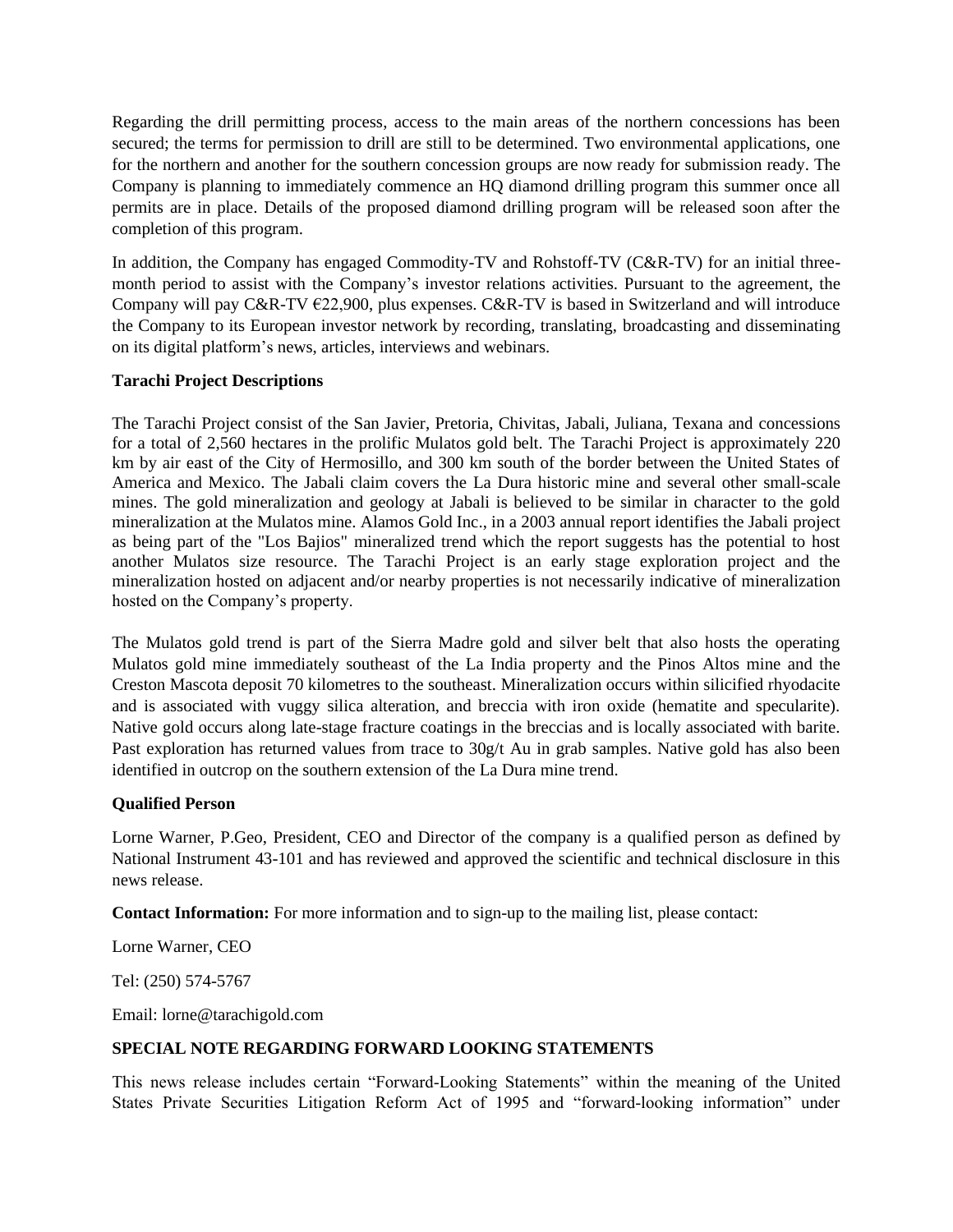Regarding the drill permitting process, access to the main areas of the northern concessions has been secured; the terms for permission to drill are still to be determined. Two environmental applications, one for the northern and another for the southern concession groups are now ready for submission ready. The Company is planning to immediately commence an HQ diamond drilling program this summer once all permits are in place. Details of the proposed diamond drilling program will be released soon after the completion of this program.

In addition, the Company has engaged Commodity-TV and Rohstoff-TV (C&R-TV) for an initial three-month period to assist with the Company's investor relations activities. Pursuant to the agreement, the Company will pay C&R-TV €22,900, plus expenses. C&R-TV is based in Switzerland and will introduce the Company to its European investor network by recording, translating, broadcasting and disseminating on its digital platform's news, articles, interviews and webinars.

**Tarachi Project Descriptions**

The Tarachi Project consist of the San Javier, Pretoria, Chivitas, Jabali, Juliana, Texana and concessions for a total of 2,560 hectares in the prolific Mulatos gold belt. The Tarachi Project is approximately 220 km by air east of the City of Hermosillo, and 300 km south of the border between the United States of America and Mexico. The Jabali claim covers the La Dura historic mine and several other small-scale mines. The gold mineralization and geology at Jabali is believed to be similar in character to the gold mineralization at the Mulatos mine. Alamos Gold Inc., in a 2003 annual report identifies the Jabali project as being part of the "Los Bajios" mineralized trend which the report suggests has the potential to host another Mulatos size resource. The Tarachi Project is an early stage exploration project and the mineralization hosted on adjacent and/or nearby properties is not necessarily indicative of mineralization hosted on the Company's property.

The Mulatos gold trend is part of the Sierra Madre gold and silver belt that also hosts the operating Mulatos gold mine immediately southeast of the La India property and the Pinos Altos mine and the Creston Mascota deposit 70 kilometres to the southeast. Mineralization occurs within silicified rhyodacite and is associated with vuggy silica alteration, and breccia with iron oxide (hematite and specularite). Native gold occurs along late-stage fracture coatings in the breccias and is locally associated with barite. Past exploration has returned values from trace to 30g/t Au in grab samples. Native gold has also been identified in outcrop on the southern extension of the La Dura mine trend.

**Qualified Person**

Lorne Warner, P.Geo, President, CEO and Director of the company is a qualified person as defined by National Instrument 43-101 and has reviewed and approved the scientific and technical disclosure in this news release.

**Contact Information:** For more information and to sign-up to the mailing list, please contact:

Lorne Warner, CEO

Tel: (250) 574-5767

Email: lorne@tarachigold.com

**SPECIAL NOTE REGARDING FORWARD LOOKING STATEMENTS**

This news release includes certain "Forward-Looking Statements" within the meaning of the United States Private Securities Litigation Reform Act of 1995 and "forward-looking information" under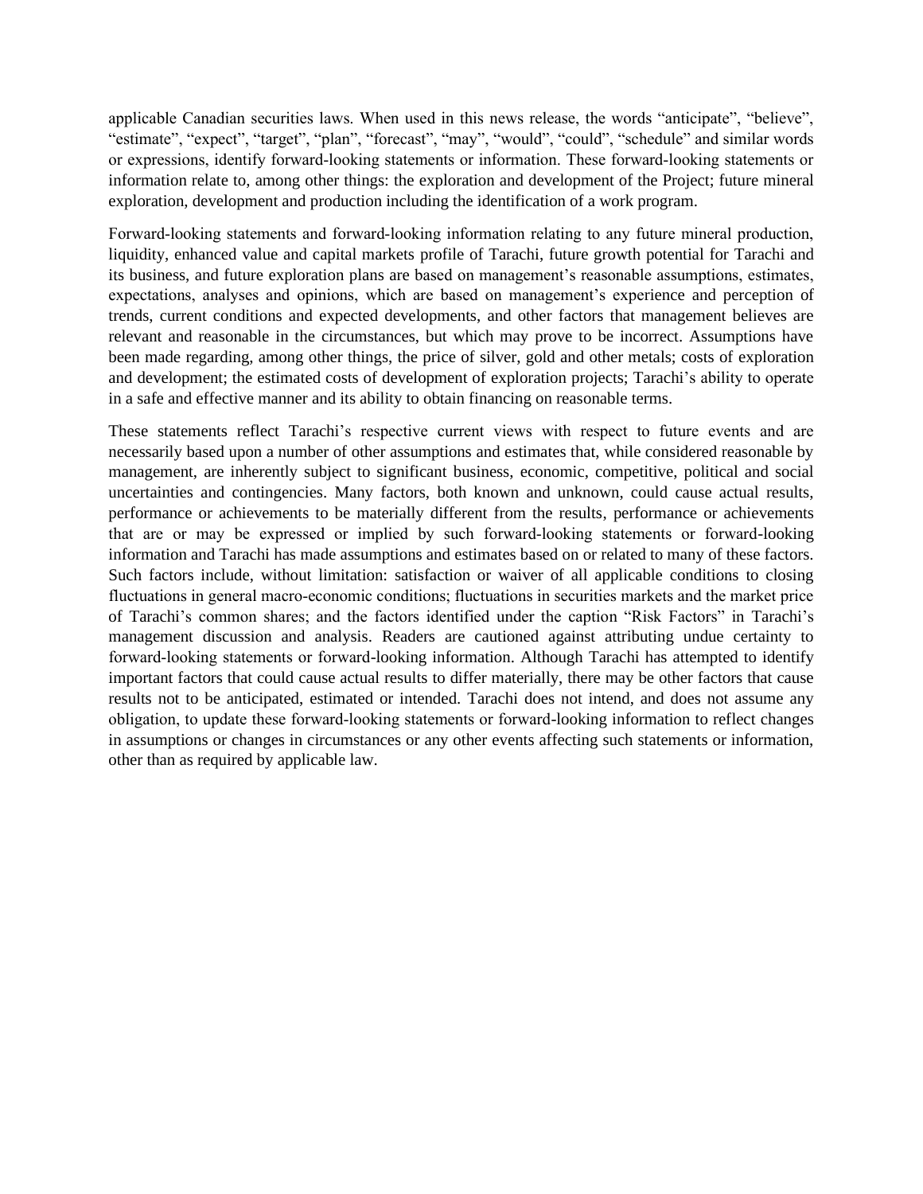applicable Canadian securities laws. When used in this news release, the words "anticipate", "believe", "estimate", "expect", "target", "plan", "forecast", "may", "would", "could", "schedule" and similar words or expressions, identify forward-looking statements or information. These forward-looking statements or information relate to, among other things: the exploration and development of the Project; future mineral exploration, development and production including the identification of a work program.

Forward-looking statements and forward-looking information relating to any future mineral production, liquidity, enhanced value and capital markets profile of Tarachi, future growth potential for Tarachi and its business, and future exploration plans are based on management's reasonable assumptions, estimates, expectations, analyses and opinions, which are based on management's experience and perception of trends, current conditions and expected developments, and other factors that management believes are relevant and reasonable in the circumstances, but which may prove to be incorrect. Assumptions have been made regarding, among other things, the price of silver, gold and other metals; costs of exploration and development; the estimated costs of development of exploration projects; Tarachi's ability to operate in a safe and effective manner and its ability to obtain financing on reasonable terms.

These statements reflect Tarachi's respective current views with respect to future events and are necessarily based upon a number of other assumptions and estimates that, while considered reasonable by management, are inherently subject to significant business, economic, competitive, political and social uncertainties and contingencies. Many factors, both known and unknown, could cause actual results, performance or achievements to be materially different from the results, performance or achievements that are or may be expressed or implied by such forward-looking statements or forward-looking information and Tarachi has made assumptions and estimates based on or related to many of these factors. Such factors include, without limitation: satisfaction or waiver of all applicable conditions to closing fluctuations in general macro-economic conditions; fluctuations in securities markets and the market price of Tarachi's common shares; and the factors identified under the caption "Risk Factors" in Tarachi's management discussion and analysis. Readers are cautioned against attributing undue certainty to forward-looking statements or forward-looking information. Although Tarachi has attempted to identify important factors that could cause actual results to differ materially, there may be other factors that cause results not to be anticipated, estimated or intended. Tarachi does not intend, and does not assume any obligation, to update these forward-looking statements or forward-looking information to reflect changes in assumptions or changes in circumstances or any other events affecting such statements or information, other than as required by applicable law.